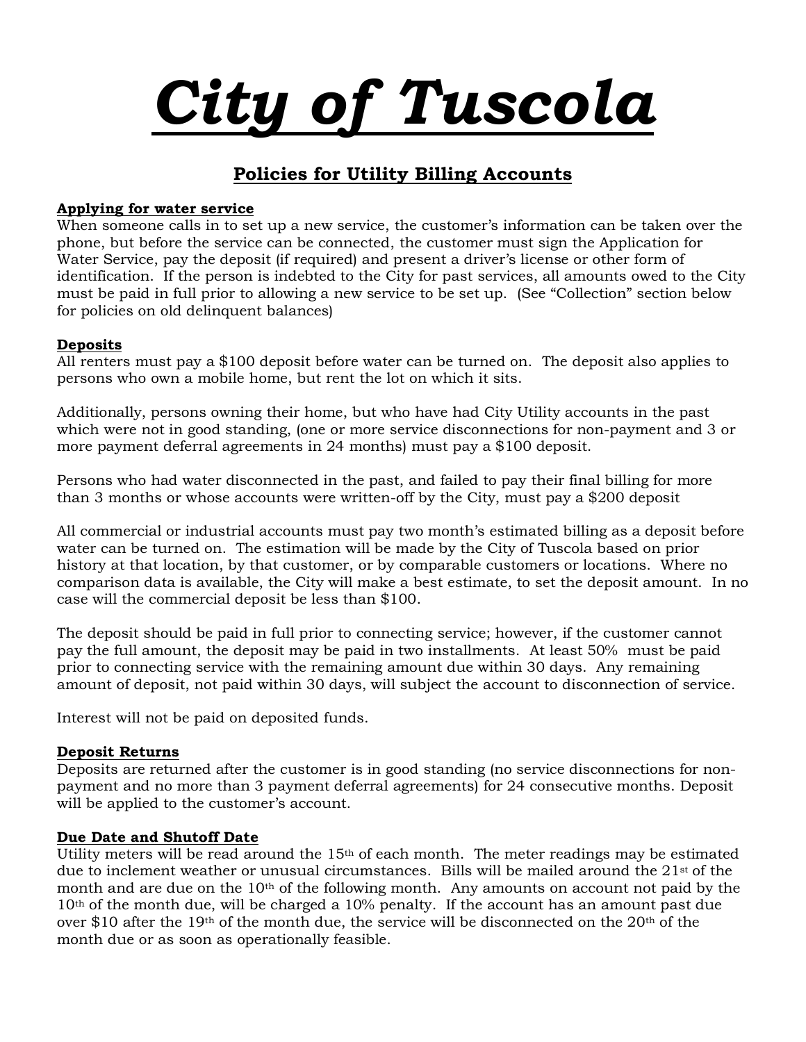# City of Tuscola

## Policies for Utility Billing Accounts

### Applying for water service

When someone calls in to set up a new service, the customer's information can be taken over the phone, but before the service can be connected, the customer must sign the Application for Water Service, pay the deposit (if required) and present a driver's license or other form of identification. If the person is indebted to the City for past services, all amounts owed to the City must be paid in full prior to allowing a new service to be set up. (See "Collection" section below for policies on old delinquent balances)

### Deposits

All renters must pay a $100 deposit before water can be turned on. The deposit also applies to persons who own a mobile home, but rent the lot on which it sits.

Additionally, persons owning their home, but who have had City Utility accounts in the past which were not in good standing, (one or more service disconnections for non-payment and 3 or more payment deferral agreements in 24 months) must pay a $100 deposit.

Persons who had water disconnected in the past, and failed to pay their final billing for more than 3 months or whose accounts were written-off by the City, must pay a $200 deposit

All commercial or industrial accounts must pay two month's estimated billing as a deposit before water can be turned on. The estimation will be made by the City of Tuscola based on prior history at that location, by that customer, or by comparable customers or locations. Where no comparison data is available, the City will make a best estimate, to set the deposit amount. In no case will the commercial deposit be less than $100.

The deposit should be paid in full prior to connecting service; however, if the customer cannot pay the full amount, the deposit may be paid in two installments. At least 50% must be paid prior to connecting service with the remaining amount due within 30 days. Any remaining amount of deposit, not paid within 30 days, will subject the account to disconnection of service.

Interest will not be paid on deposited funds.

### Deposit Returns

Deposits are returned after the customer is in good standing (no service disconnections for non-payment and no more than 3 payment deferral agreements) for 24 consecutive months. Deposit will be applied to the customer's account.

### Due Date and Shutoff Date

Utility meters will be read around the 15th of each month. The meter readings may be estimated due to inclement weather or unusual circumstances. Bills will be mailed around the 21st of the month and are due on the 10th of the following month. Any amounts on account not paid by the 10th of the month due, will be charged a 10% penalty. If the account has an amount past due over $10 after the 19th of the month due, the service will be disconnected on the 20th of the month due or as soon as operationally feasible.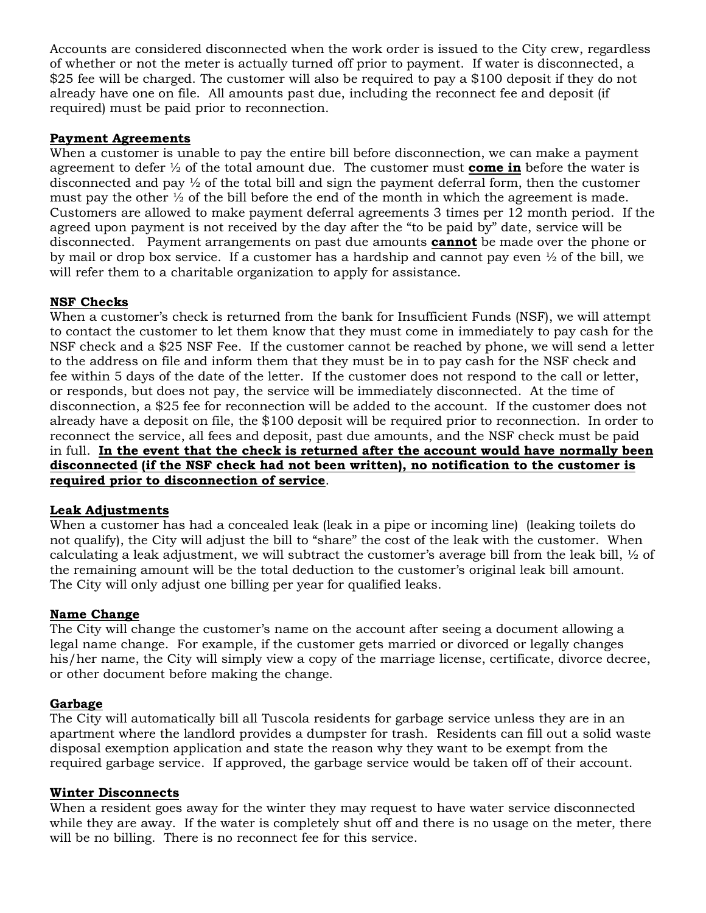Accounts are considered disconnected when the work order is issued to the City crew, regardless of whether or not the meter is actually turned off prior to payment. If water is disconnected, a $25 fee will be charged. The customer will also be required to pay a $100 deposit if they do not already have one on file. All amounts past due, including the reconnect fee and deposit (if required) must be paid prior to reconnection.

**Payment Agreements**

When a customer is unable to pay the entire bill before disconnection, we can make a payment agreement to defer ½ of the total amount due. The customer must **come in** before the water is disconnected and pay ½ of the total bill and sign the payment deferral form, then the customer must pay the other ½ of the bill before the end of the month in which the agreement is made. Customers are allowed to make payment deferral agreements 3 times per 12 month period. If the agreed upon payment is not received by the day after the "to be paid by" date, service will be disconnected. Payment arrangements on past due amounts **cannot** be made over the phone or by mail or drop box service. If a customer has a hardship and cannot pay even ½ of the bill, we will refer them to a charitable organization to apply for assistance.

**NSF Checks**

When a customer's check is returned from the bank for Insufficient Funds (NSF), we will attempt to contact the customer to let them know that they must come in immediately to pay cash for the NSF check and a $25 NSF Fee. If the customer cannot be reached by phone, we will send a letter to the address on file and inform them that they must be in to pay cash for the NSF check and fee within 5 days of the date of the letter. If the customer does not respond to the call or letter, or responds, but does not pay, the service will be immediately disconnected. At the time of disconnection, a $25 fee for reconnection will be added to the account. If the customer does not already have a deposit on file, the $100 deposit will be required prior to reconnection. In order to reconnect the service, all fees and deposit, past due amounts, and the NSF check must be paid in full. **In the event that the check is returned after the account would have normally been disconnected (if the NSF check had not been written), no notification to the customer is required prior to disconnection of service**.

**Leak Adjustments**

When a customer has had a concealed leak (leak in a pipe or incoming line) (leaking toilets do not qualify), the City will adjust the bill to "share" the cost of the leak with the customer. When calculating a leak adjustment, we will subtract the customer's average bill from the leak bill, ½ of the remaining amount will be the total deduction to the customer's original leak bill amount. The City will only adjust one billing per year for qualified leaks.

**Name Change**

The City will change the customer's name on the account after seeing a document allowing a legal name change. For example, if the customer gets married or divorced or legally changes his/her name, the City will simply view a copy of the marriage license, certificate, divorce decree, or other document before making the change.

**Garbage**

The City will automatically bill all Tuscola residents for garbage service unless they are in an apartment where the landlord provides a dumpster for trash. Residents can fill out a solid waste disposal exemption application and state the reason why they want to be exempt from the required garbage service. If approved, the garbage service would be taken off of their account.

**Winter Disconnects**

When a resident goes away for the winter they may request to have water service disconnected while they are away. If the water is completely shut off and there is no usage on the meter, there will be no billing. There is no reconnect fee for this service.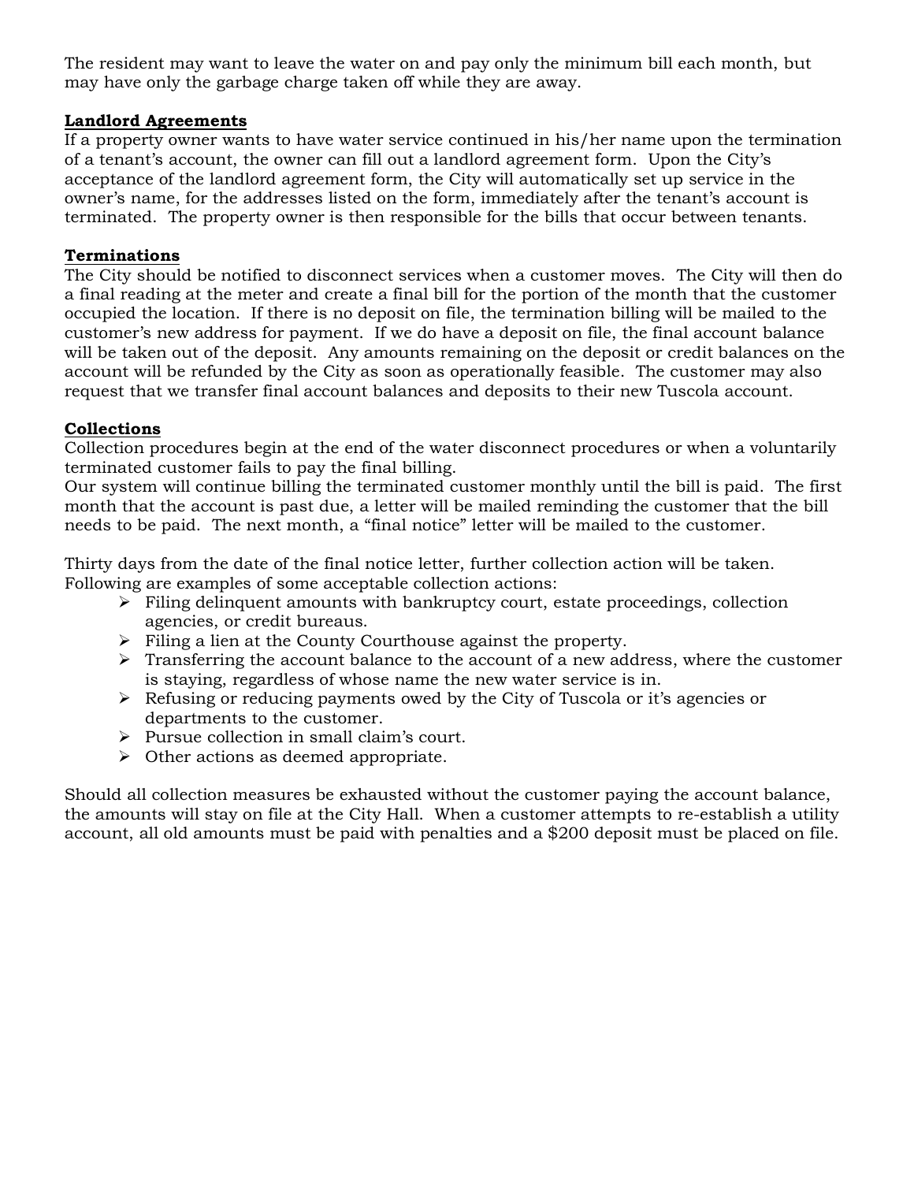The resident may want to leave the water on and pay only the minimum bill each month, but may have only the garbage charge taken off while they are away.

**Landlord Agreements**

If a property owner wants to have water service continued in his/her name upon the termination of a tenant's account, the owner can fill out a landlord agreement form. Upon the City's acceptance of the landlord agreement form, the City will automatically set up service in the owner's name, for the addresses listed on the form, immediately after the tenant's account is terminated. The property owner is then responsible for the bills that occur between tenants.

**Terminations**

The City should be notified to disconnect services when a customer moves. The City will then do a final reading at the meter and create a final bill for the portion of the month that the customer occupied the location. If there is no deposit on file, the termination billing will be mailed to the customer's new address for payment. If we do have a deposit on file, the final account balance will be taken out of the deposit. Any amounts remaining on the deposit or credit balances on the account will be refunded by the City as soon as operationally feasible. The customer may also request that we transfer final account balances and deposits to their new Tuscola account.

**Collections**

Collection procedures begin at the end of the water disconnect procedures or when a voluntarily terminated customer fails to pay the final billing.

Our system will continue billing the terminated customer monthly until the bill is paid. The first month that the account is past due, a letter will be mailed reminding the customer that the bill needs to be paid. The next month, a "final notice" letter will be mailed to the customer.

Thirty days from the date of the final notice letter, further collection action will be taken. Following are examples of some acceptable collection actions:

- Filing delinquent amounts with bankruptcy court, estate proceedings, collection agencies, or credit bureaus.
- Filing a lien at the County Courthouse against the property.
- Transferring the account balance to the account of a new address, where the customer is staying, regardless of whose name the new water service is in.
- Refusing or reducing payments owed by the City of Tuscola or it's agencies or departments to the customer.
- Pursue collection in small claim's court.
- Other actions as deemed appropriate.

Should all collection measures be exhausted without the customer paying the account balance, the amounts will stay on file at the City Hall. When a customer attempts to re-establish a utility account, all old amounts must be paid with penalties and a $200 deposit must be placed on file.